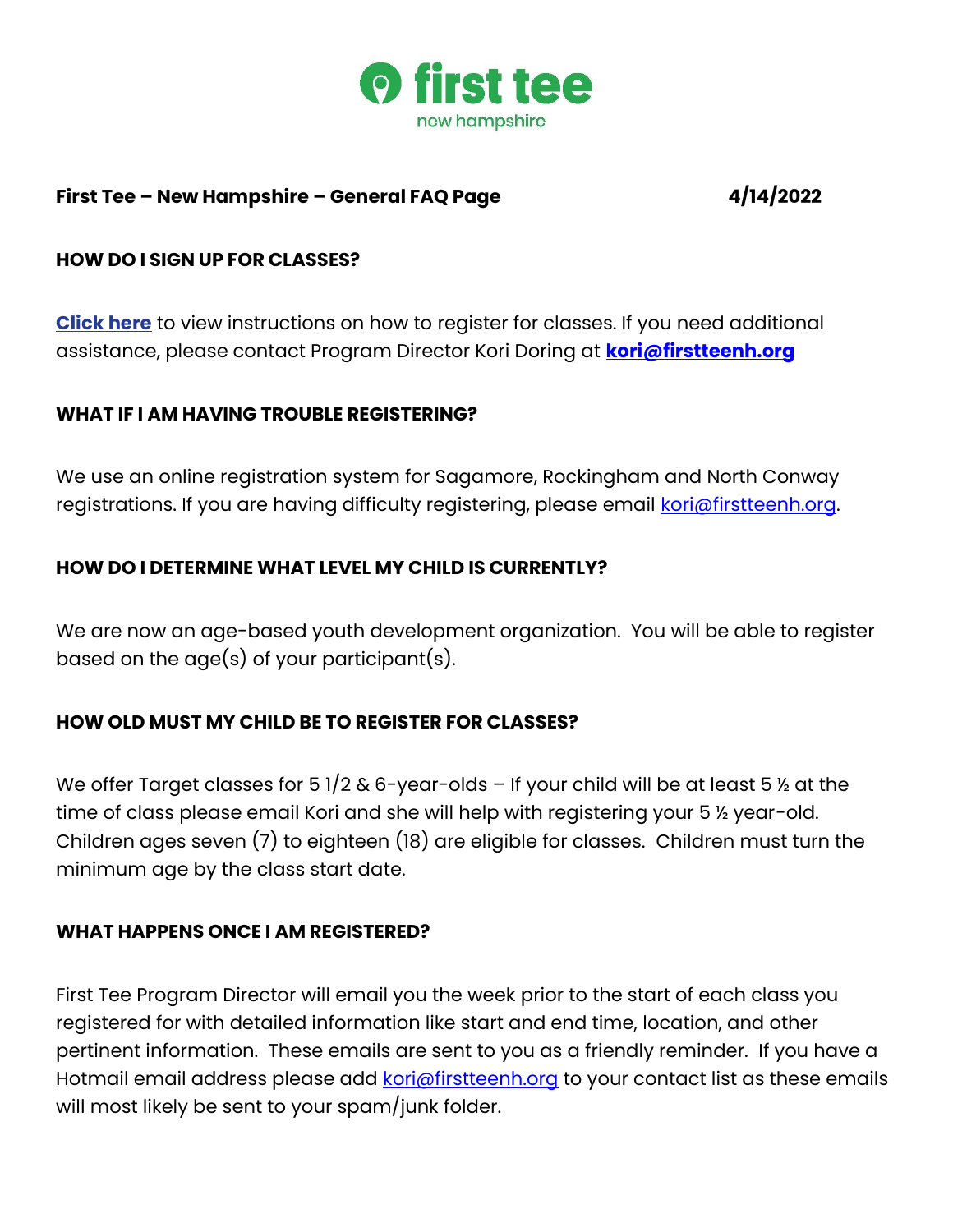first tee
new hampshire

**First Tee – New Hampshire – General FAQ Page** **4/14/2022**

## HOW DO I SIGN UP FOR CLASSES?

**Click here** to view instructions on how to register for classes. If you need additional assistance, please contact Program Director Kori Doring at **kori@firstteenh.org**

## WHAT IF I AM HAVING TROUBLE REGISTERING?

We use an online registration system for Sagamore, Rockingham and North Conway registrations. If you are having difficulty registering, please email kori@firstteenh.org.

## HOW DO I DETERMINE WHAT LEVEL MY CHILD IS CURRENTLY?

We are now an age-based youth development organization. You will be able to register based on the age(s) of your participant(s).

## HOW OLD MUST MY CHILD BE TO REGISTER FOR CLASSES?

We offer Target classes for 5 1/2 & 6-year-olds – If your child will be at least 5 ½ at the time of class please email Kori and she will help with registering your 5 ½ year-old. Children ages seven (7) to eighteen (18) are eligible for classes. Children must turn the minimum age by the class start date.

## WHAT HAPPENS ONCE I AM REGISTERED?

First Tee Program Director will email you the week prior to the start of each class you registered for with detailed information like start and end time, location, and other pertinent information. These emails are sent to you as a friendly reminder. If you have a Hotmail email address please add kori@firstteenh.org to your contact list as these emails will most likely be sent to your spam/junk folder.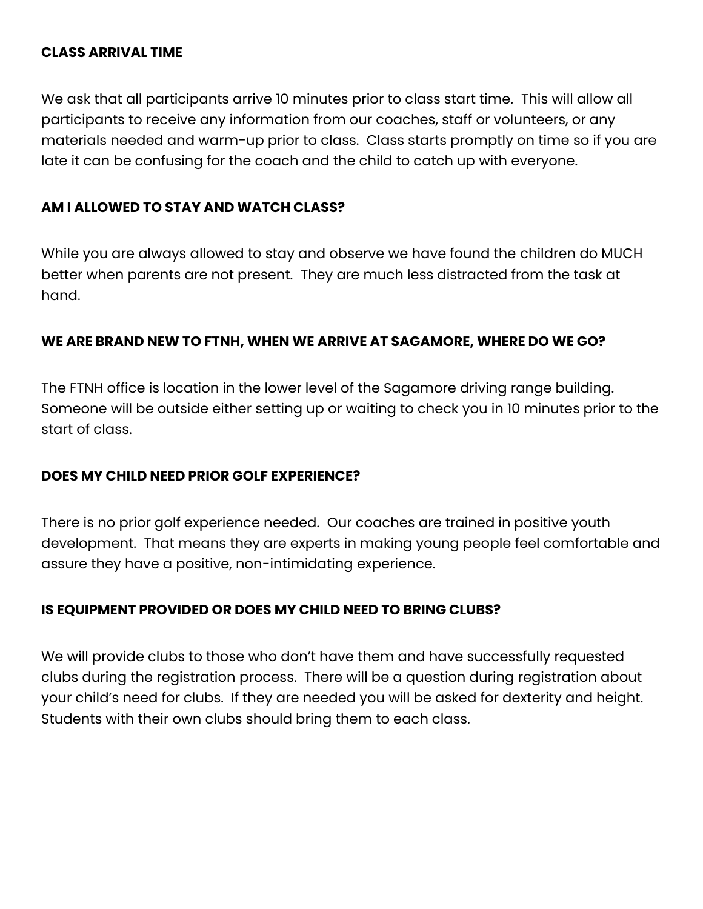**CLASS ARRIVAL TIME**

We ask that all participants arrive 10 minutes prior to class start time. This will allow all participants to receive any information from our coaches, staff or volunteers, or any materials needed and warm-up prior to class. Class starts promptly on time so if you are late it can be confusing for the coach and the child to catch up with everyone.

**AM I ALLOWED TO STAY AND WATCH CLASS?**

While you are always allowed to stay and observe we have found the children do MUCH better when parents are not present. They are much less distracted from the task at hand.

**WE ARE BRAND NEW TO FTNH, WHEN WE ARRIVE AT SAGAMORE, WHERE DO WE GO?**

The FTNH office is location in the lower level of the Sagamore driving range building. Someone will be outside either setting up or waiting to check you in 10 minutes prior to the start of class.

**DOES MY CHILD NEED PRIOR GOLF EXPERIENCE?**

There is no prior golf experience needed. Our coaches are trained in positive youth development. That means they are experts in making young people feel comfortable and assure they have a positive, non-intimidating experience.

**IS EQUIPMENT PROVIDED OR DOES MY CHILD NEED TO BRING CLUBS?**

We will provide clubs to those who don't have them and have successfully requested clubs during the registration process. There will be a question during registration about your child's need for clubs. If they are needed you will be asked for dexterity and height. Students with their own clubs should bring them to each class.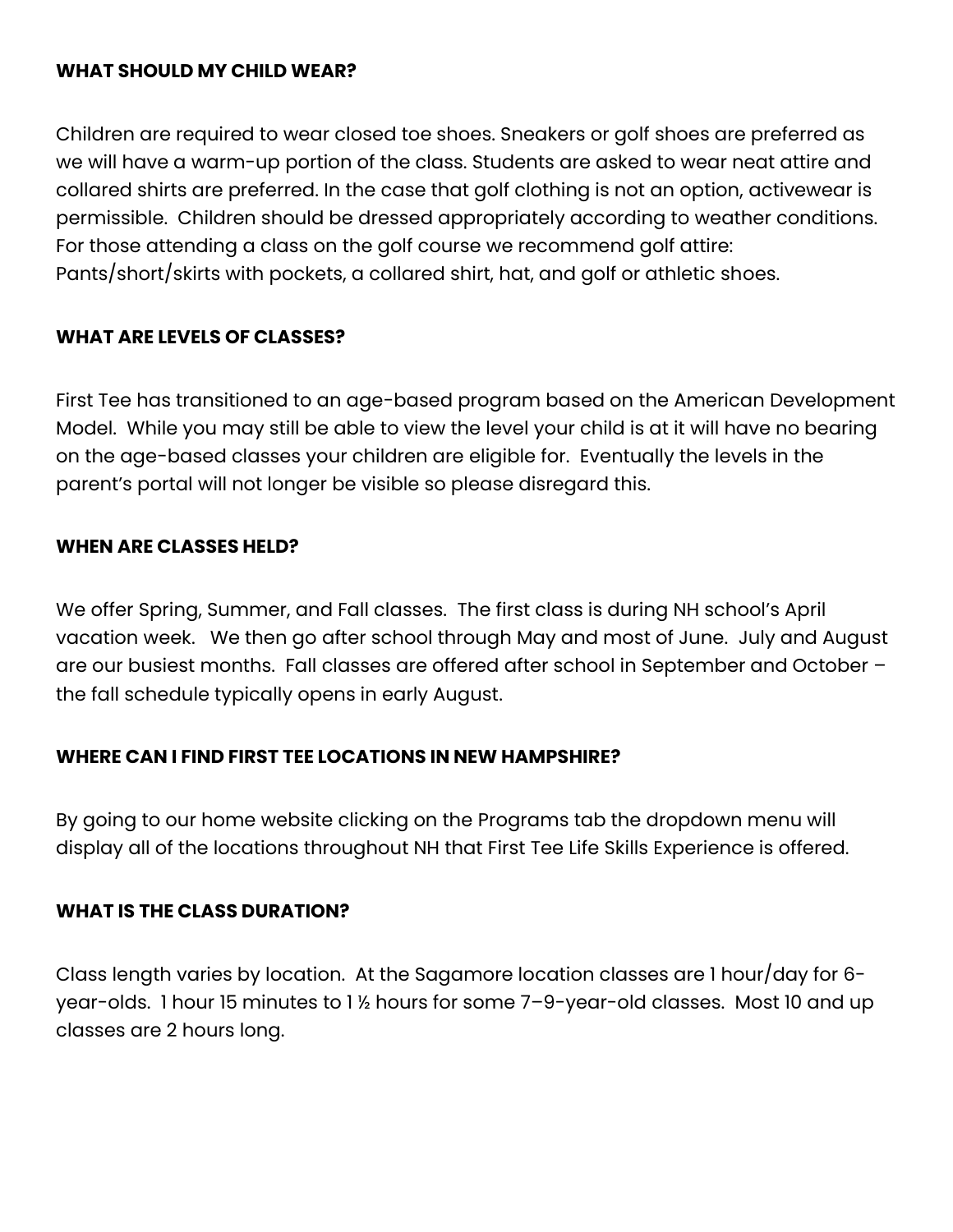### WHAT SHOULD MY CHILD WEAR?

Children are required to wear closed toe shoes. Sneakers or golf shoes are preferred as we will have a warm-up portion of the class. Students are asked to wear neat attire and collared shirts are preferred. In the case that golf clothing is not an option, activewear is permissible. Children should be dressed appropriately according to weather conditions. For those attending a class on the golf course we recommend golf attire: Pants/short/skirts with pockets, a collared shirt, hat, and golf or athletic shoes.

### WHAT ARE LEVELS OF CLASSES?

First Tee has transitioned to an age-based program based on the American Development Model. While you may still be able to view the level your child is at it will have no bearing on the age-based classes your children are eligible for. Eventually the levels in the parent's portal will not longer be visible so please disregard this.

### WHEN ARE CLASSES HELD?

We offer Spring, Summer, and Fall classes. The first class is during NH school's April vacation week. We then go after school through May and most of June. July and August are our busiest months. Fall classes are offered after school in September and October – the fall schedule typically opens in early August.

### WHERE CAN I FIND FIRST TEE LOCATIONS IN NEW HAMPSHIRE?

By going to our home website clicking on the Programs tab the dropdown menu will display all of the locations throughout NH that First Tee Life Skills Experience is offered.

### WHAT IS THE CLASS DURATION?

Class length varies by location. At the Sagamore location classes are 1 hour/day for 6-year-olds. 1 hour 15 minutes to 1 ½ hours for some 7–9-year-old classes. Most 10 and up classes are 2 hours long.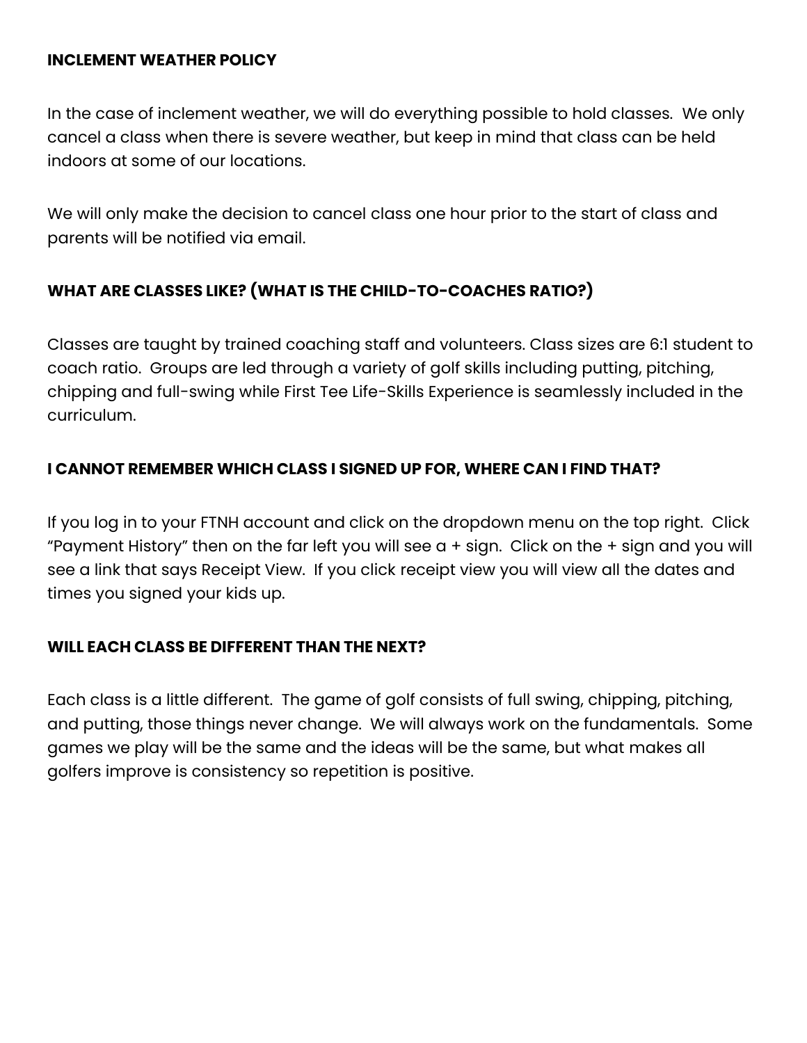**INCLEMENT WEATHER POLICY**

In the case of inclement weather, we will do everything possible to hold classes. We only cancel a class when there is severe weather, but keep in mind that class can be held indoors at some of our locations.

We will only make the decision to cancel class one hour prior to the start of class and parents will be notified via email.

**WHAT ARE CLASSES LIKE? (WHAT IS THE CHILD-TO-COACHES RATIO?)**

Classes are taught by trained coaching staff and volunteers. Class sizes are 6:1 student to coach ratio. Groups are led through a variety of golf skills including putting, pitching, chipping and full-swing while First Tee Life-Skills Experience is seamlessly included in the curriculum.

**I CANNOT REMEMBER WHICH CLASS I SIGNED UP FOR, WHERE CAN I FIND THAT?**

If you log in to your FTNH account and click on the dropdown menu on the top right. Click "Payment History" then on the far left you will see a + sign. Click on the + sign and you will see a link that says Receipt View. If you click receipt view you will view all the dates and times you signed your kids up.

**WILL EACH CLASS BE DIFFERENT THAN THE NEXT?**

Each class is a little different. The game of golf consists of full swing, chipping, pitching, and putting, those things never change. We will always work on the fundamentals. Some games we play will be the same and the ideas will be the same, but what makes all golfers improve is consistency so repetition is positive.